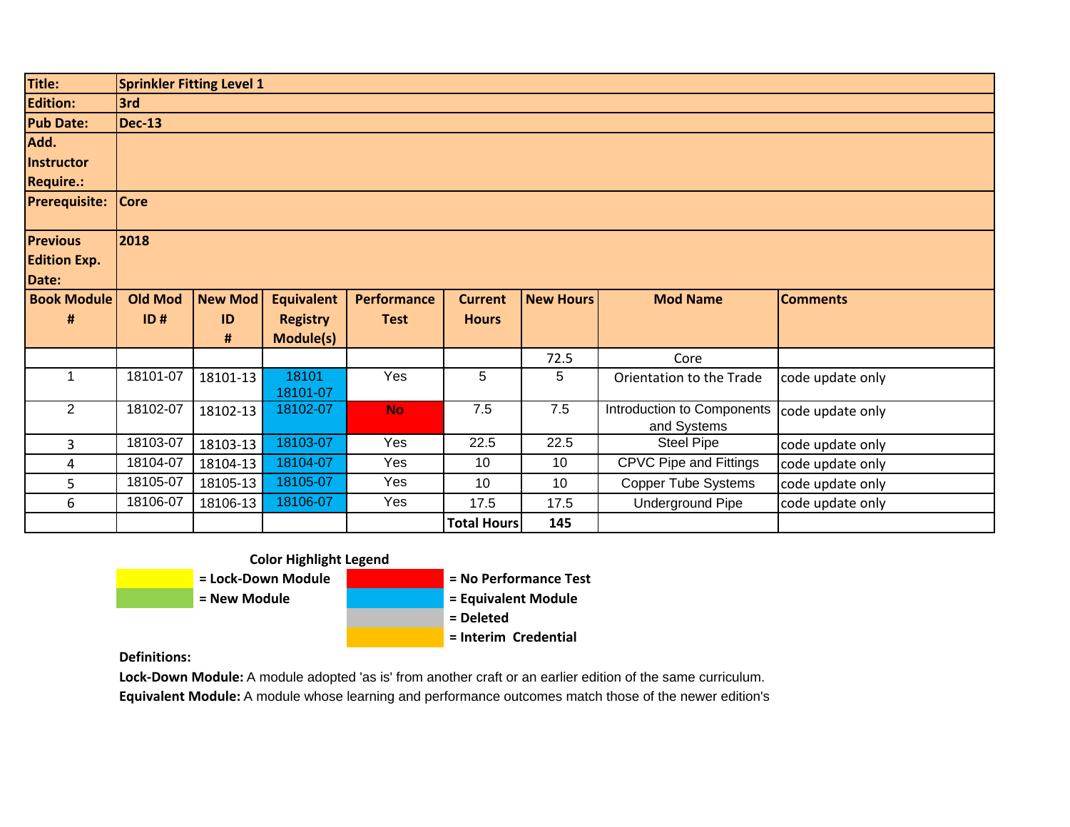| Title: | Sprinkler Fitting Level 1 | | | | | | | |
|---|---|---|---|---|---|---|---|---|
| Edition: | 3rd | | | | | | | |
| Pub Date: | Dec-13 | | | | | | | |
| Add. Instructor Require.: | | | | | | | | |
| Prerequisite: | Core | | | | | | | |
| Previous Edition Exp. Date: | 2018 | | | | | | | |
| **Book Module #** | **Old Mod ID #** | **New Mod ID #** | **Equivalent Registry Module(s)** | **Performance Test** | **Current Hours** | **New Hours** | **Mod Name** | **Comments** |
| | | | | | | 72.5 | Core | |
| 1 | 18101-07 | 18101-13 | 18101 18101-07 | Yes | 5 | 5 | Orientation to the Trade | code update only |
| 2 | 18102-07 | 18102-13 | 18102-07 | No | 7.5 | 7.5 | Introduction to Components and Systems | code update only |
| 3 | 18103-07 | 18103-13 | 18103-07 | Yes | 22.5 | 22.5 | Steel Pipe | code update only |
| 4 | 18104-07 | 18104-13 | 18104-07 | Yes | 10 | 10 | CPVC Pipe and Fittings | code update only |
| 5 | 18105-07 | 18105-13 | 18105-07 | Yes | 10 | 10 | Copper Tube Systems | code update only |
| 6 | 18106-07 | 18106-13 | 18106-07 | Yes | 17.5 | 17.5 | Underground Pipe | code update only |
| | | | | | **Total Hours** | **145** | | |

**Color Highlight Legend**

- Yellow = Lock-Down Module
- Green = New Module
- Red = No Performance Test
- Blue = Equivalent Module
- Gray = Deleted
- Orange = Interim Credential

**Definitions:**

**Lock-Down Module:** A module adopted 'as is' from another craft or an earlier edition of the same curriculum.

**Equivalent Module:** A module whose learning and performance outcomes match those of the newer edition's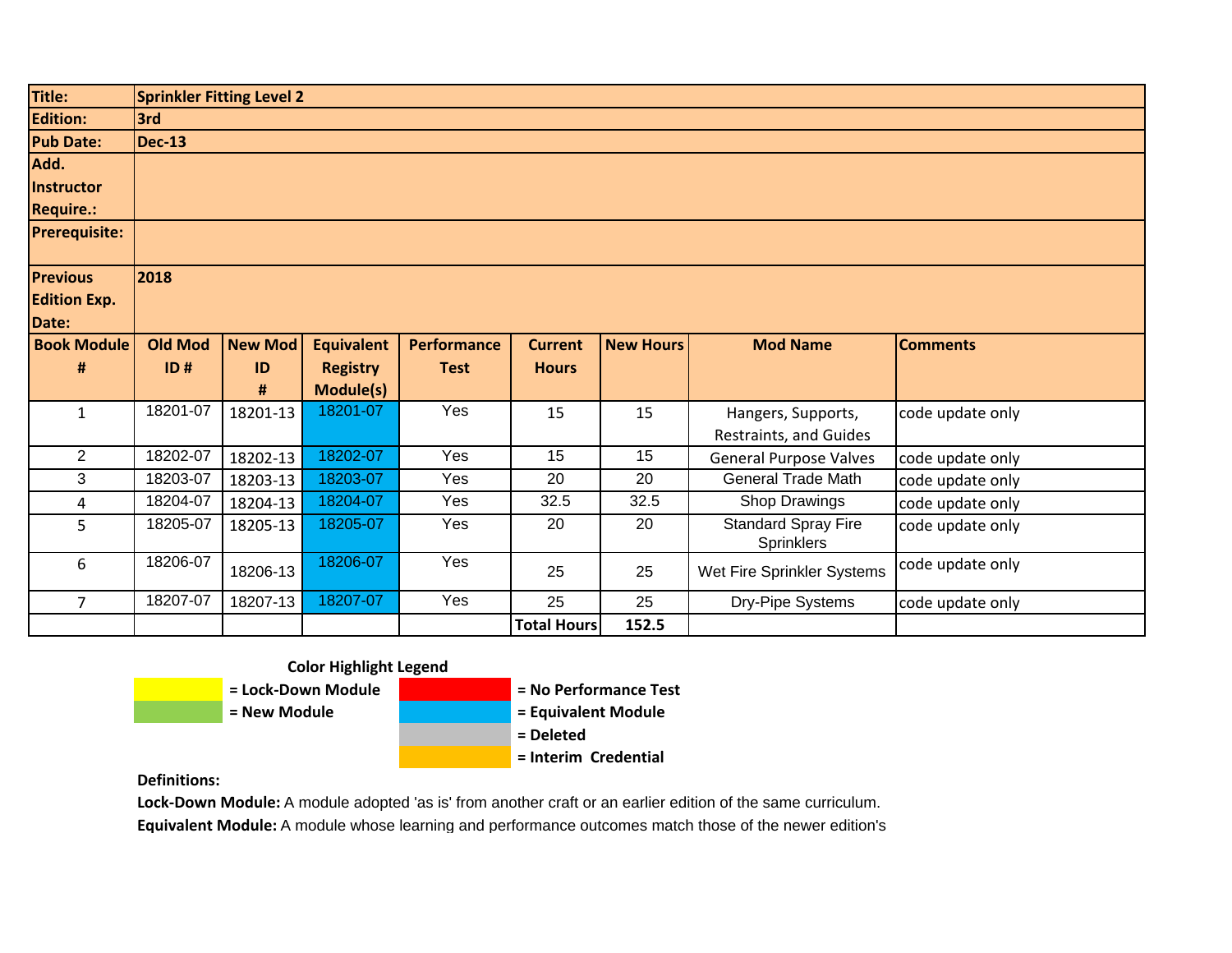| Title: | Sprinkler Fitting Level 2 | | | | | | | |
|---|---|---|---|---|---|---|---|---|
| Edition: | 3rd | | | | | | | |
| Pub Date: | Dec-13 | | | | | | | |
| Add. Instructor Require.: | | | | | | | | |
| Prerequisite: | | | | | | | | |
| Previous Edition Exp. Date: | 2018 | | | | | | | |
| **Book Module #** | **Old Mod ID #** | **New Mod ID #** | **Equivalent Registry Module(s)** | **Performance Test** | **Current Hours** | **New Hours** | **Mod Name** | **Comments** |
| 1 | 18201-07 | 18201-13 | 18201-07 | Yes | 15 | 15 | Hangers, Supports, Restraints, and Guides | code update only |
| 2 | 18202-07 | 18202-13 | 18202-07 | Yes | 15 | 15 | General Purpose Valves | code update only |
| 3 | 18203-07 | 18203-13 | 18203-07 | Yes | 20 | 20 | General Trade Math | code update only |
| 4 | 18204-07 | 18204-13 | 18204-07 | Yes | 32.5 | 32.5 | Shop Drawings | code update only |
| 5 | 18205-07 | 18205-13 | 18205-07 | Yes | 20 | 20 | Standard Spray Fire Sprinklers | code update only |
| 6 | 18206-07 | 18206-13 | 18206-07 | Yes | 25 | 25 | Wet Fire Sprinkler Systems | code update only |
| 7 | 18207-07 | 18207-13 | 18207-07 | Yes | 25 | 25 | Dry-Pipe Systems | code update only |
| | | | | | **Total Hours** | **152.5** | | |

**Color Highlight Legend**

| Color | Meaning |
|---|---|
| Yellow | = Lock-Down Module |
| Green | = New Module |
| Red | = No Performance Test |
| Blue | = Equivalent Module |
| Gray | = Deleted |
| Orange | = Interim Credential |

**Definitions:**

**Lock-Down Module:** A module adopted 'as is' from another craft or an earlier edition of the same curriculum.

**Equivalent Module:** A module whose learning and performance outcomes match those of the newer edition's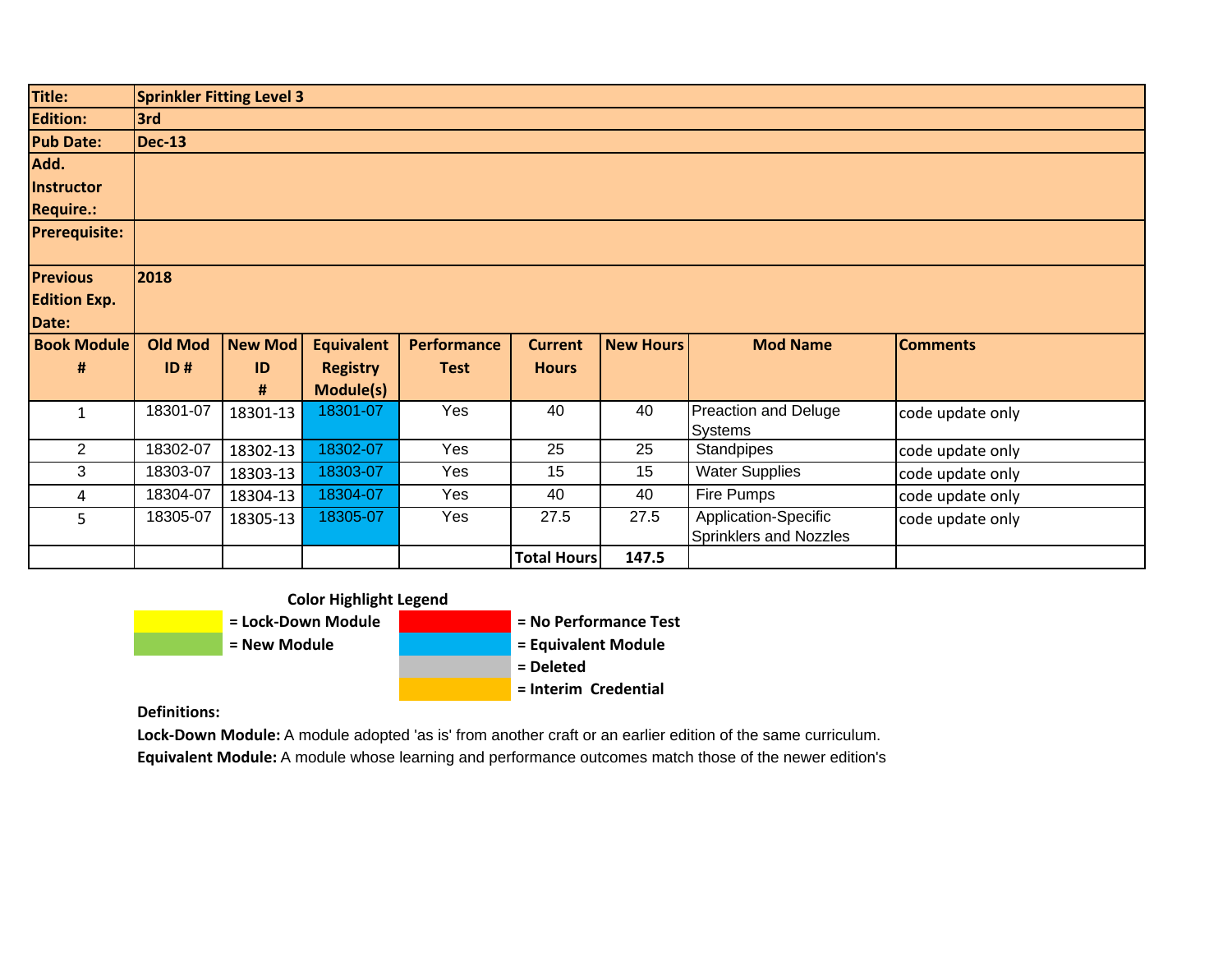| | |
|---|---|
| **Title:** | **Sprinkler Fitting Level 3** |
| **Edition:** | **3rd** |
| **Pub Date:** | **Dec-13** |
| **Add. Instructor Require.:** | |
| **Prerequisite:** | |
| **Previous Edition Exp. Date:** | **2018** |

| Book Module # | Old Mod ID # | New Mod ID # | Equivalent Registry Module(s) | Performance Test | Current Hours | New Hours | Mod Name | Comments |
|---|---|---|---|---|---|---|---|---|
| 1 | 18301-07 | 18301-13 | 18301-07 | Yes | 40 | 40 | Preaction and Deluge Systems | code update only |
| 2 | 18302-07 | 18302-13 | 18302-07 | Yes | 25 | 25 | Standpipes | code update only |
| 3 | 18303-07 | 18303-13 | 18303-07 | Yes | 15 | 15 | Water Supplies | code update only |
| 4 | 18304-07 | 18304-13 | 18304-07 | Yes | 40 | 40 | Fire Pumps | code update only |
| 5 | 18305-07 | 18305-13 | 18305-07 | Yes | 27.5 | 27.5 | Application-Specific Sprinklers and Nozzles | code update only |
| | | | | | **Total Hours** | **147.5** | | |

**Color Highlight Legend**

- Yellow = **Lock-Down Module**
- Green = **New Module**
- Red = **No Performance Test**
- Blue = **Equivalent Module**
- Gray = **Deleted**
- Orange = **Interim Credential**

**Definitions:**

**Lock-Down Module:** A module adopted 'as is' from another craft or an earlier edition of the same curriculum.

**Equivalent Module:** A module whose learning and performance outcomes match those of the newer edition's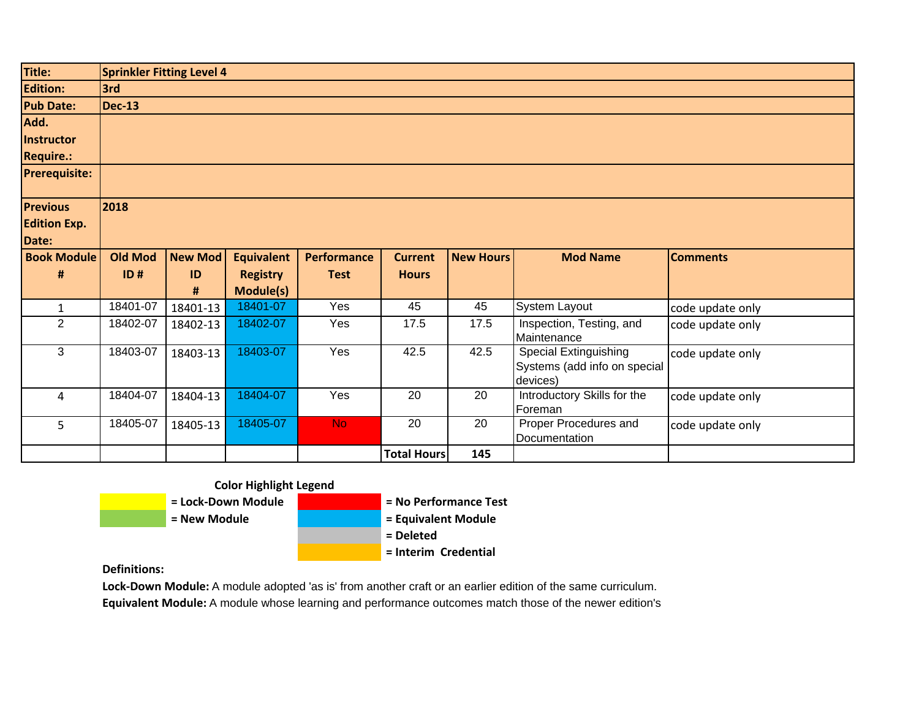| | |
|---|---|
| **Title:** | **Sprinkler Fitting Level 4** |
| **Edition:** | **3rd** |
| **Pub Date:** | **Dec-13** |
| **Add. Instructor Require.:** | |
| **Prerequisite:** | |
| **Previous Edition Exp. Date:** | **2018** |

| Book Module # | Old Mod ID # | New Mod ID # | Equivalent Registry Module(s) | Performance Test | Current Hours | New Hours | Mod Name | Comments |
|---|---|---|---|---|---|---|---|---|
| 1 | 18401-07 | 18401-13 | 18401-07 | Yes | 45 | 45 | System Layout | code update only |
| 2 | 18402-07 | 18402-13 | 18402-07 | Yes | 17.5 | 17.5 | Inspection, Testing, and Maintenance | code update only |
| 3 | 18403-07 | 18403-13 | 18403-07 | Yes | 42.5 | 42.5 | Special Extinguishing Systems (add info on special devices) | code update only |
| 4 | 18404-07 | 18404-13 | 18404-07 | Yes | 20 | 20 | Introductory Skills for the Foreman | code update only |
| 5 | 18405-07 | 18405-13 | 18405-07 | No | 20 | 20 | Proper Procedures and Documentation | code update only |
| | | | | | **Total Hours** | **145** | | |

**Color Highlight Legend**

- Yellow = **Lock-Down Module**
- Green = **New Module**
- Red = **No Performance Test**
- Blue = **Equivalent Module**
- Gray = **Deleted**
- Orange = **Interim Credential**

**Definitions:**

**Lock-Down Module:** A module adopted 'as is' from another craft or an earlier edition of the same curriculum.

**Equivalent Module:** A module whose learning and performance outcomes match those of the newer edition's